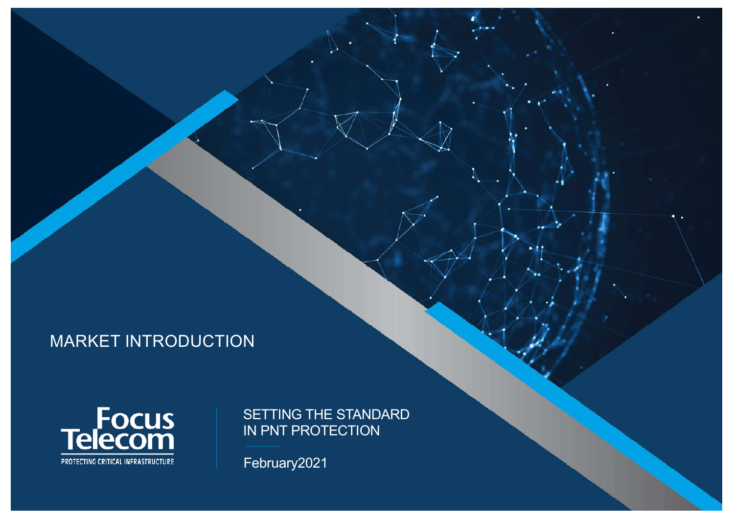# MARKET INTRODUCTION

Focus Telecom

PROTECTING CRITICAL INFRASTRUCTURE

SETTING THE STANDARD IN PNT PROTECTION

February2021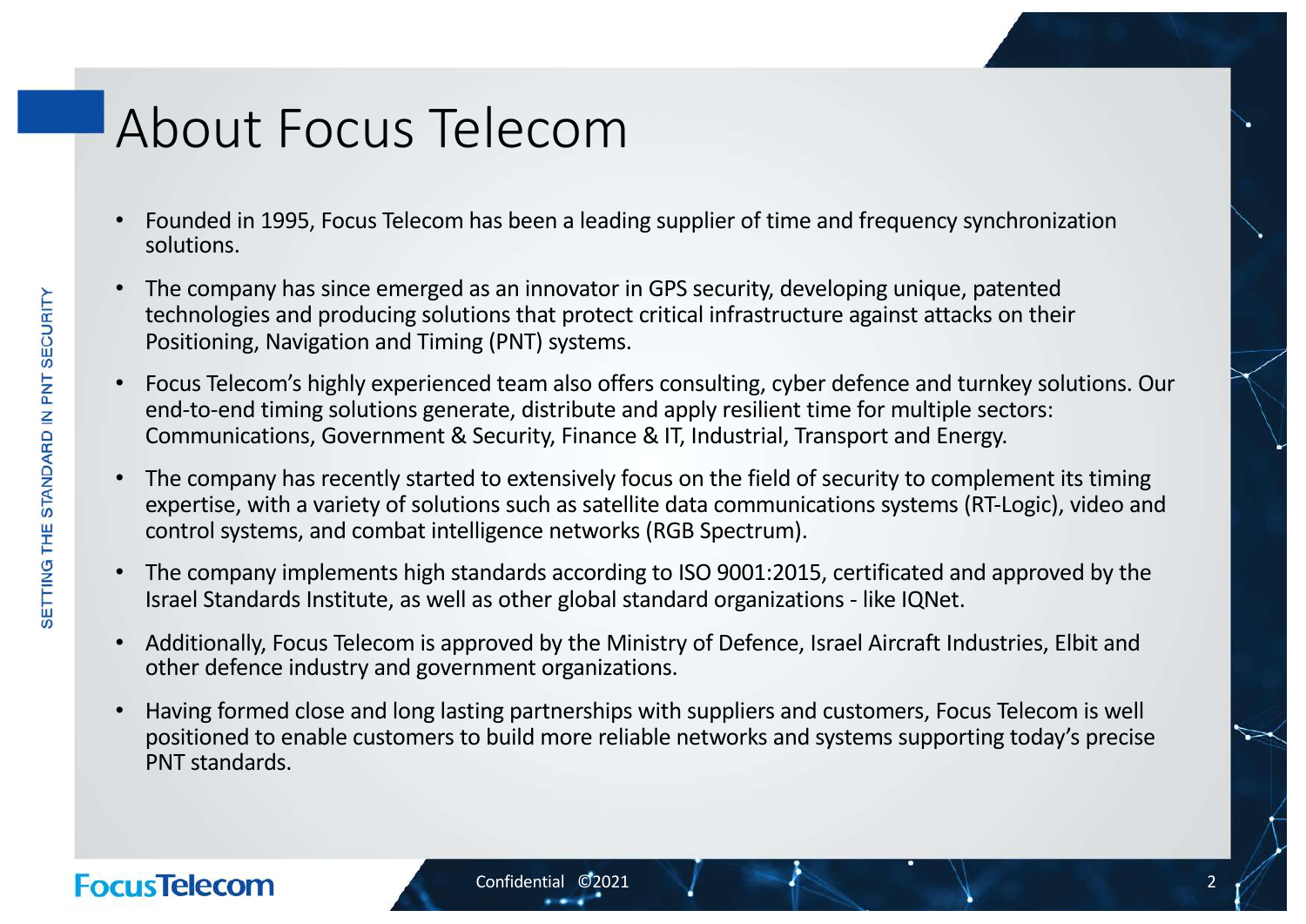# About Focus Telecom

- Founded in 1995, Focus Telecom has been a leading supplier of time and frequency synchronization solutions.
- The company has since emerged as an innovator in GPS security, developing unique, patented technologies and producing solutions that protect critical infrastructure against attacks on their Positioning, Navigation and Timing (PNT) systems.
- Focus Telecom's highly experienced team also offers consulting, cyber defence and turnkey solutions. Our end-to-end timing solutions generate, distribute and apply resilient time for multiple sectors: Communications, Government & Security, Finance & IT, Industrial, Transport and Energy.
- The company has recently started to extensively focus on the field of security to complement its timing expertise, with a variety of solutions such as satellite data communications systems (RT-Logic), video and control systems, and combat intelligence networks (RGB Spectrum).
- The company implements high standards according to ISO 9001:2015, certificated and approved by the Israel Standards Institute, as well as other global standard organizations - like IQNet.
- Additionally, Focus Telecom is approved by the Ministry of Defence, Israel Aircraft Industries, Elbit and other defence industry and government organizations.
- Having formed close and long lasting partnerships with suppliers and customers, Focus Telecom is well positioned to enable customers to build more reliable networks and systems supporting today's precise PNT standards.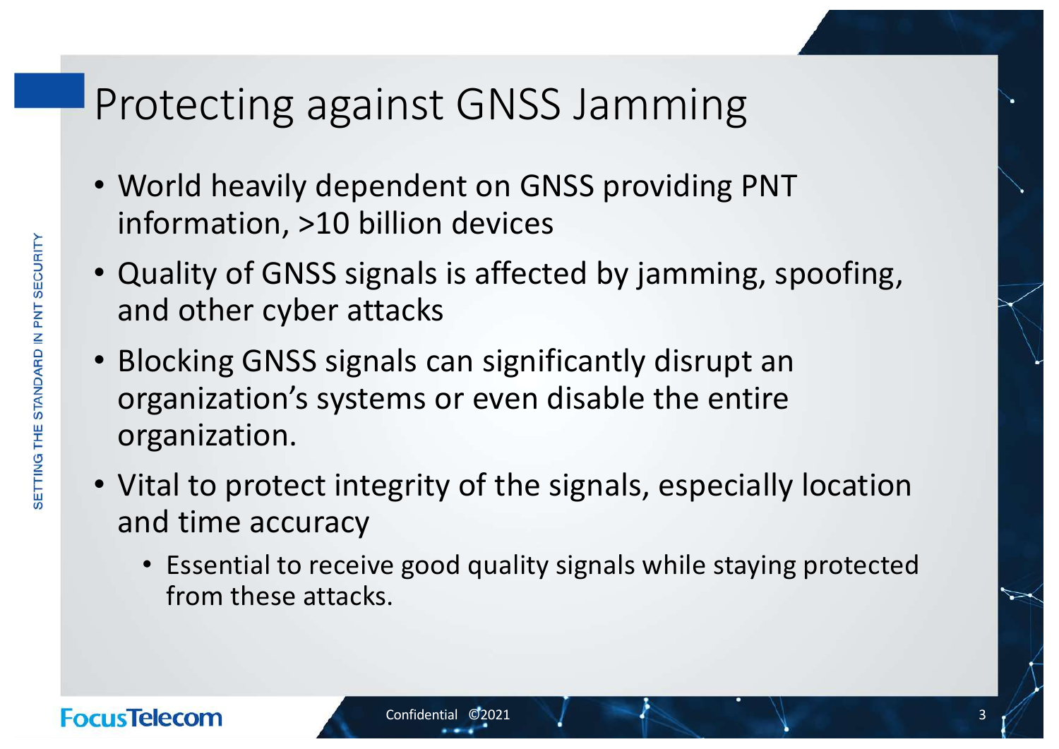# Protecting against GNSS Jamming

- World heavily dependent on GNSS providing PNT information, >10 billion devices
- Quality of GNSS signals is affected by jamming, spoofing, and other cyber attacks
- Blocking GNSS signals can significantly disrupt an organization's systems or even disable the entire organization.
- Vital to protect integrity of the signals, especially location and time accuracy
  - Essential to receive good quality signals while staying protected from these attacks.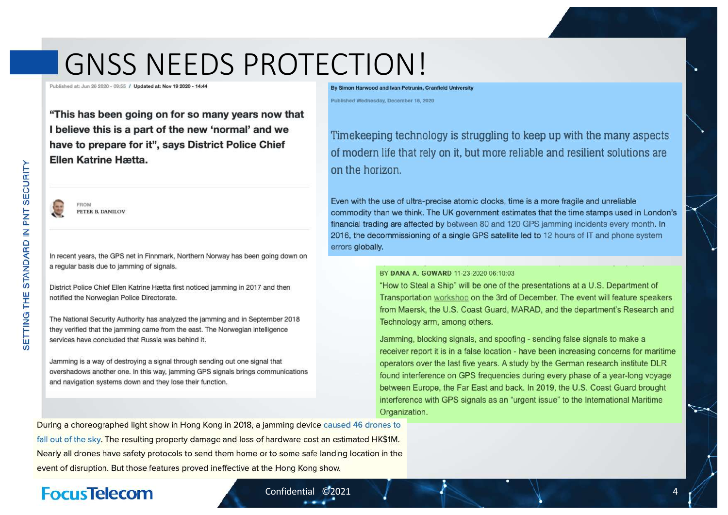# GNSS NEEDS PROTECTION!

Published at: Jun 26 2020 - 09:55 / Updated at: Nov 19 2020 - 14:44

**"This has been going on for so many years now that I believe this is a part of the new 'normal' and we have to prepare for it", says District Police Chief Ellen Katrine Hætta.**

FROM
PETER B. DANILOV

In recent years, the GPS net in Finnmark, Northern Norway has been going down on a regular basis due to jamming of signals.

District Police Chief Ellen Katrine Hætta first noticed jamming in 2017 and then notified the Norwegian Police Directorate.

The National Security Authority has analyzed the jamming and in September 2018 they verified that the jamming came from the east. The Norwegian intelligence services have concluded that Russia was behind it.

Jamming is a way of destroying a signal through sending out one signal that overshadows another one. In this way, jamming GPS signals brings communications and navigation systems down and they lose their function.

**By Simon Harwood and Ivan Petrunin, Cranfield University**

Published Wednesday, December 16, 2020

Timekeeping technology is struggling to keep up with the many aspects of modern life that rely on it, but more reliable and resilient solutions are on the horizon.

Even with the use of ultra-precise atomic clocks, time is a more fragile and unreliable commodity than we think. The UK government estimates that the time stamps used in London's financial trading are affected by between 80 and 120 GPS jamming incidents every month. In 2016, the decommissioning of a single GPS satellite led to 12 hours of IT and phone system errors globally.

BY **DANA A. GOWARD** 11-23-2020 06:10:03

"How to Steal a Ship" will be one of the presentations at a U.S. Department of Transportation workshop on the 3rd of December. The event will feature speakers from Maersk, the U.S. Coast Guard, MARAD, and the department's Research and Technology arm, among others.

Jamming, blocking signals, and spoofing - sending false signals to make a receiver report it is in a false location - have been increasing concerns for maritime operators over the last five years. A study by the German research institute DLR found interference on GPS frequencies during every phase of a year-long voyage between Europe, the Far East and back. In 2019, the U.S. Coast Guard brought interference with GPS signals as an "urgent issue" to the International Maritime Organization.

During a choreographed light show in Hong Kong in 2018, a jamming device caused 46 drones to fall out of the sky. The resulting property damage and loss of hardware cost an estimated HK$1M. Nearly all drones have safety protocols to send them home or to some safe landing location in the event of disruption. But those features proved ineffective at the Hong Kong show.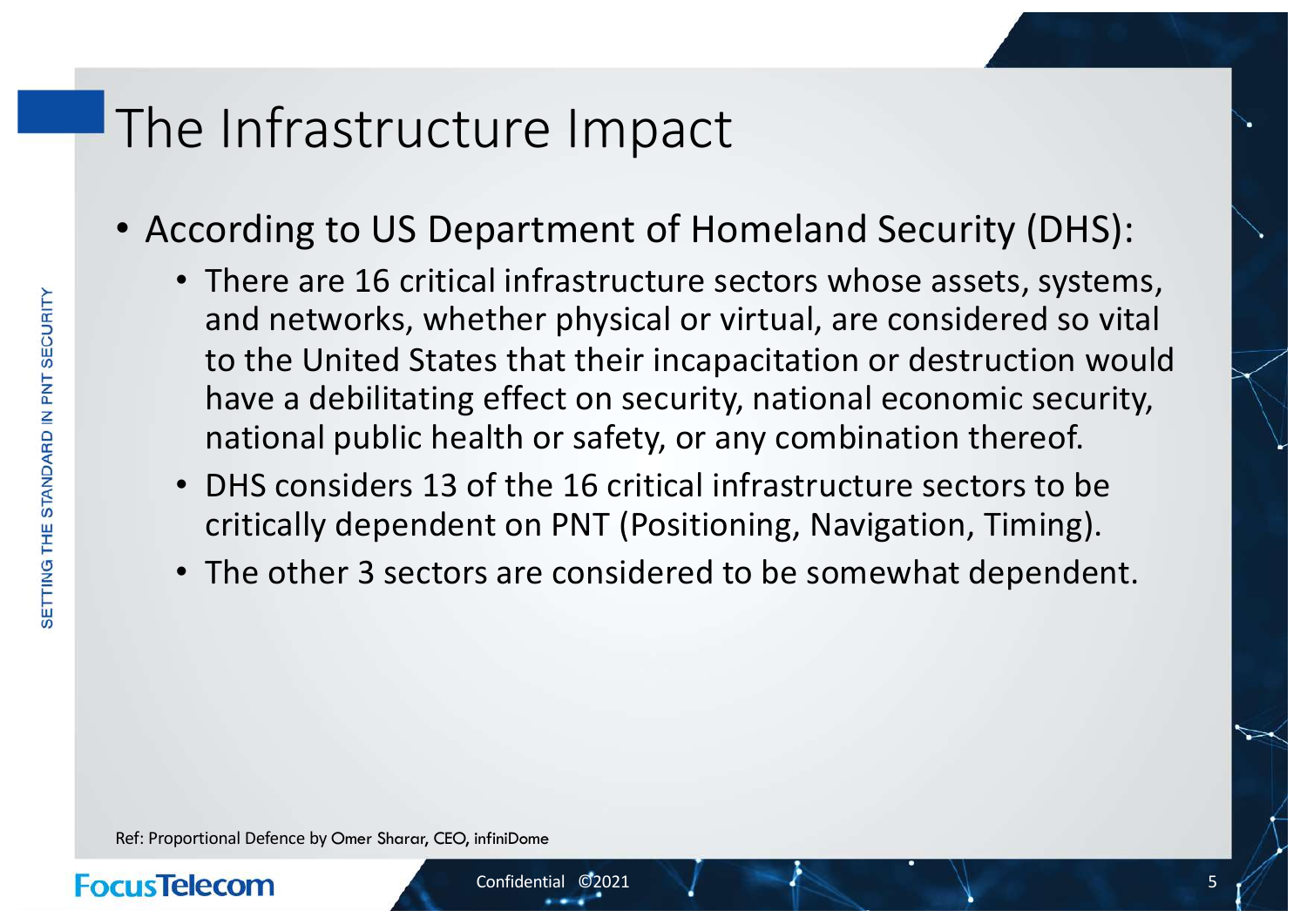# The Infrastructure Impact

- According to US Department of Homeland Security (DHS):
  - There are 16 critical infrastructure sectors whose assets, systems, and networks, whether physical or virtual, are considered so vital to the United States that their incapacitation or destruction would have a debilitating effect on security, national economic security, national public health or safety, or any combination thereof.
  - DHS considers 13 of the 16 critical infrastructure sectors to be critically dependent on PNT (Positioning, Navigation, Timing).
  - The other 3 sectors are considered to be somewhat dependent.

Ref: Proportional Defence by Omer Sharar, CEO, infiniDome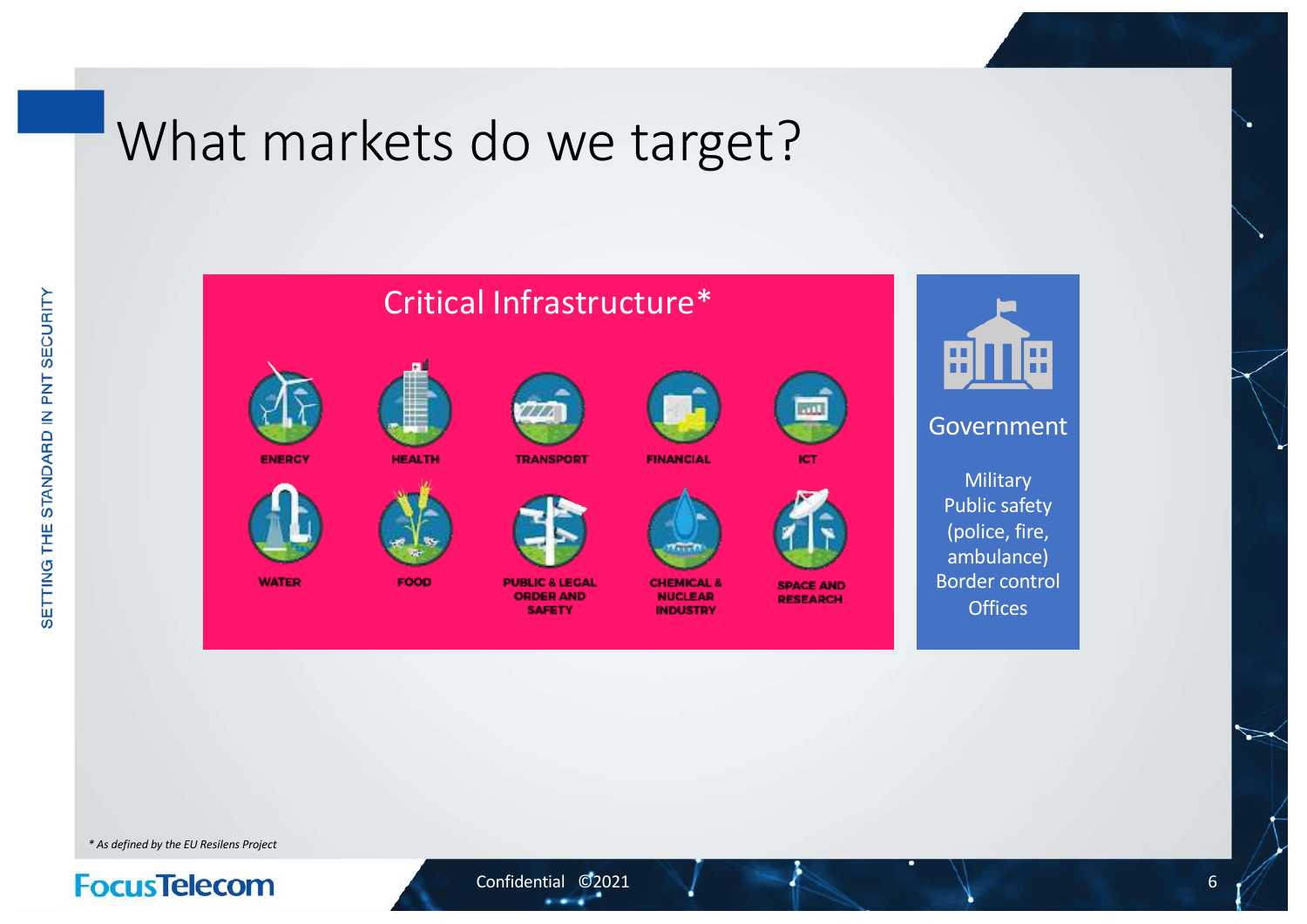# What markets do we target?

## Critical Infrastructure*

- ENERGY
- HEALTH
- TRANSPORT
- FINANCIAL
- ICT
- WATER
- FOOD
- PUBLIC & LEGAL ORDER AND SAFETY
- CHEMICAL & NUCLEAR INDUSTRY
- SPACE AND RESEARCH

## Government

- Military
- Public safety (police, fire, ambulance)
- Border control
- Offices

*\* As defined by the EU Resilens Project*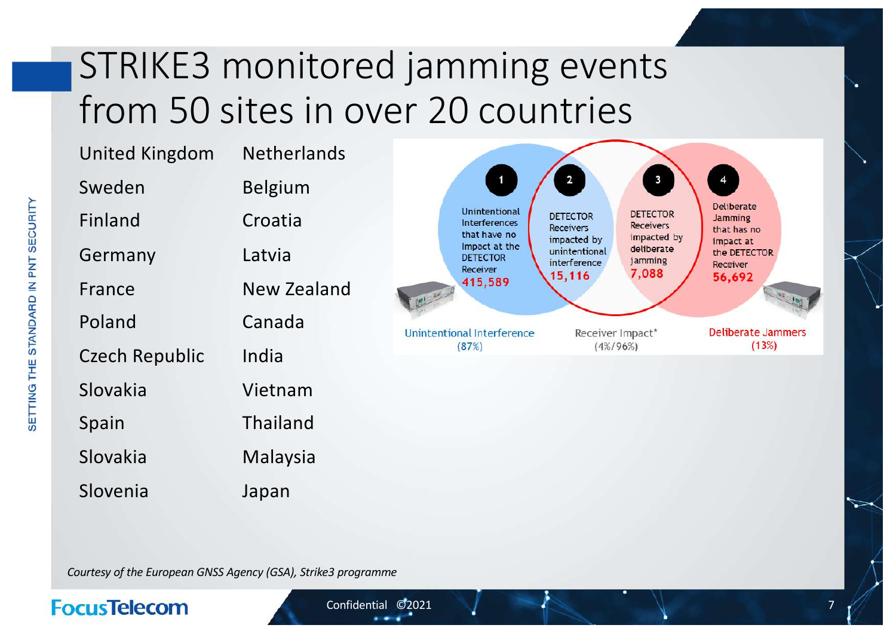# STRIKE3 monitored jamming events from 50 sites in over 20 countries

| | |
|---|---|
| United Kingdom | Netherlands |
| Sweden | Belgium |
| Finland | Croatia |
| Germany | Latvia |
| France | New Zealand |
| Poland | Canada |
| Czech Republic | India |
| Slovakia | Vietnam |
| Spain | Thailand |
| Slovakia | Malaysia |
| Slovenia | Japan |

1. Unintentional Interferences that have no Impact at the DETECTOR Receiver **415,589**
2. DETECTOR Receivers impacted by unintentional interference **15,116**
3. DETECTOR Receivers impacted by deliberate jamming **7,088**
4. Deliberate Jamming that has no impact at the DETECTOR Receiver **56,692**

Unintentional Interference (87%) | Receiver Impact* (4%/96%) | Deliberate Jammers (13%)

*Courtesy of the European GNSS Agency (GSA), Strike3 programme*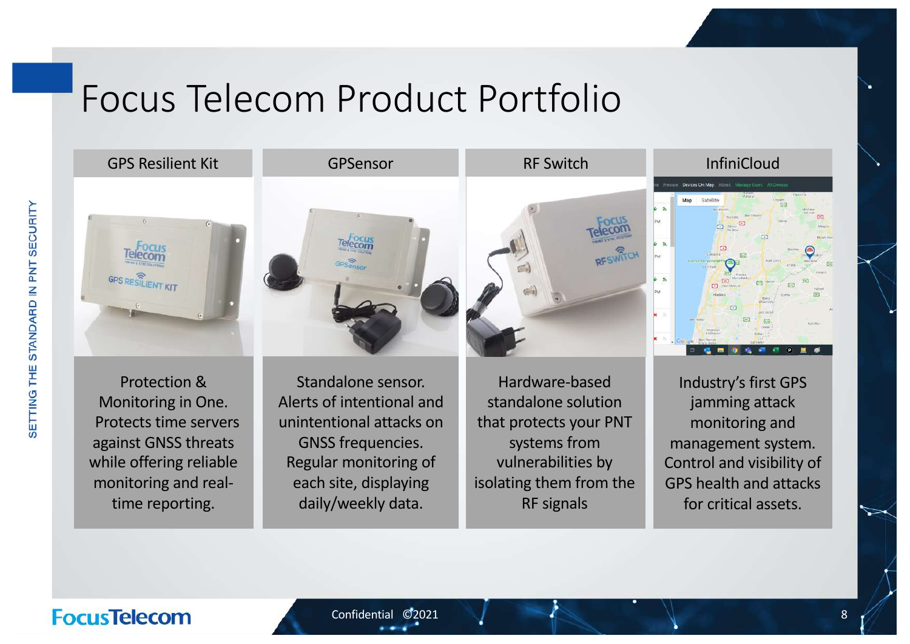# Focus Telecom Product Portfolio

## GPS Resilient Kit

Protection & Monitoring in One. Protects time servers against GNSS threats while offering reliable monitoring and real-time reporting.

## GPSensor

Standalone sensor. Alerts of intentional and unintentional attacks on GNSS frequencies. Regular monitoring of each site, displaying daily/weekly data.

## RF Switch

Hardware-based standalone solution that protects your PNT systems from vulnerabilities by isolating them from the RF signals

## InfiniCloud

Industry's first GPS jamming attack monitoring and management system. Control and visibility of GPS health and attacks for critical assets.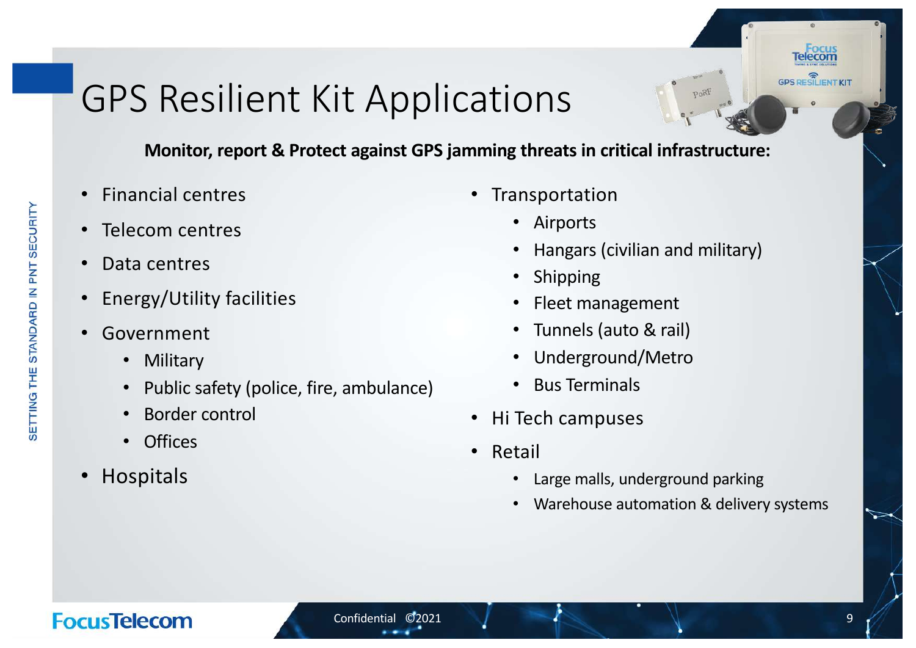# GPS Resilient Kit Applications

**Monitor, report & Protect against GPS jamming threats in critical infrastructure:**

- Financial centres
- Telecom centres
- Data centres
- Energy/Utility facilities
- Government
  - Military
  - Public safety (police, fire, ambulance)
  - Border control
  - Offices
- Hospitals
- Transportation
  - Airports
  - Hangars (civilian and military)
  - Shipping
  - Fleet management
  - Tunnels (auto & rail)
  - Underground/Metro
  - Bus Terminals
- Hi Tech campuses
- Retail
  - Large malls, underground parking
  - Warehouse automation & delivery systems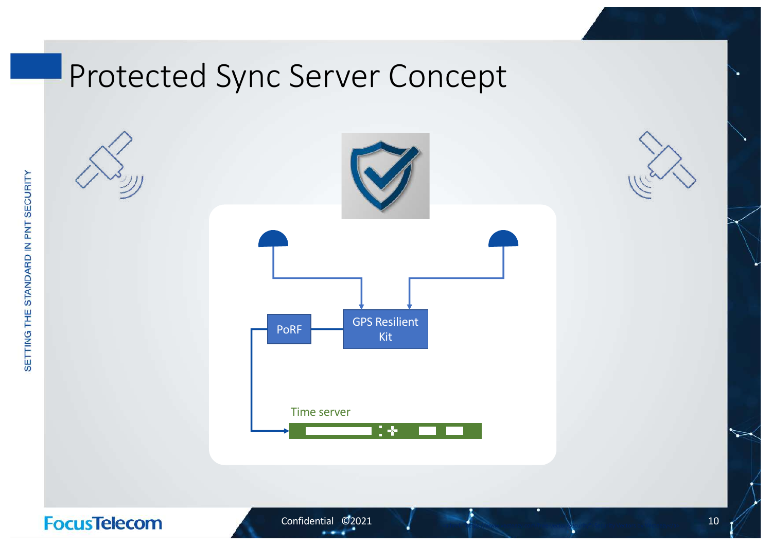# Protected Sync Server Concept

PoRF

GPS Resilient Kit

Time server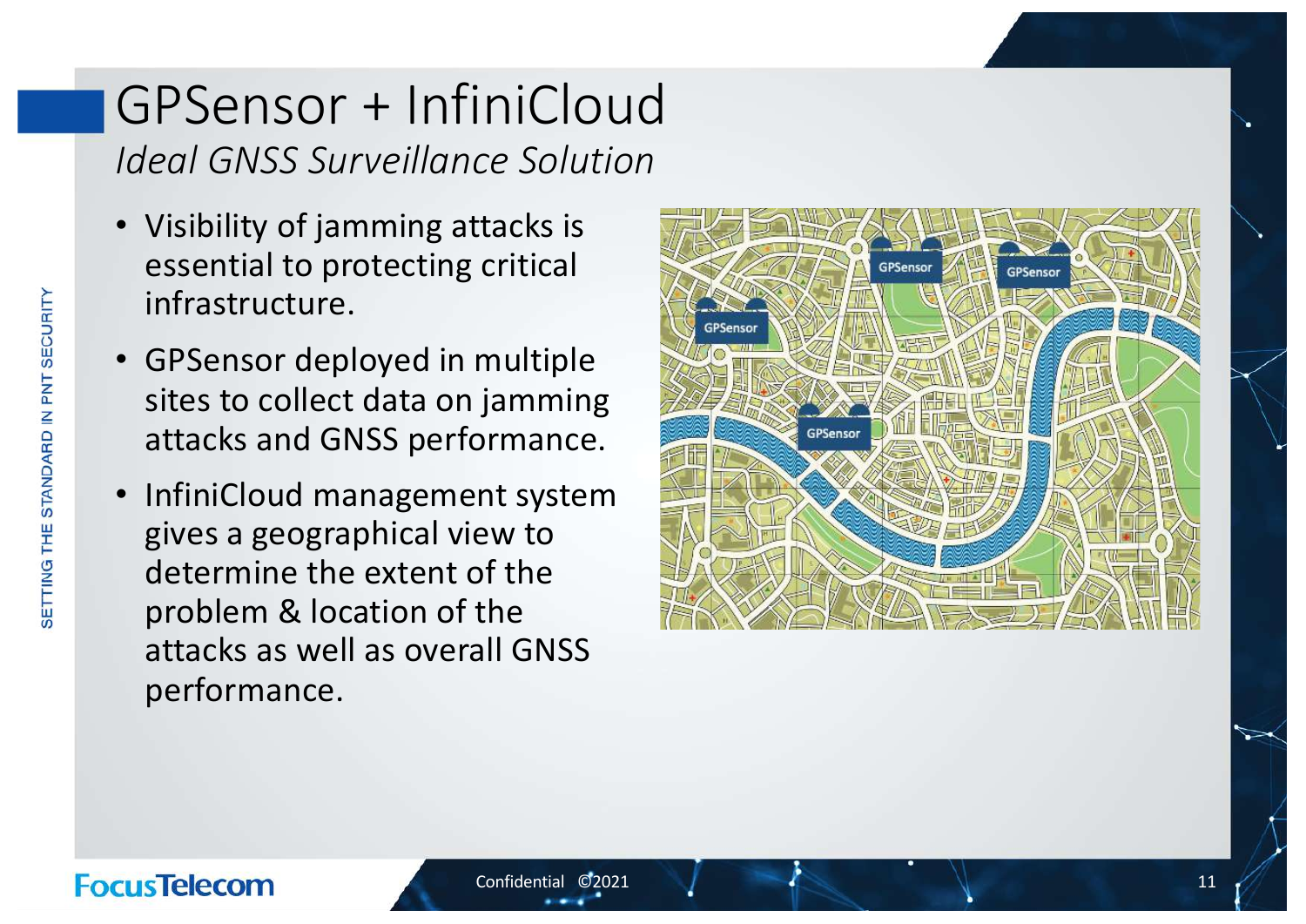# GPSensor + InfiniCloud

*Ideal GNSS Surveillance Solution*

- Visibility of jamming attacks is essential to protecting critical infrastructure.
- GPSensor deployed in multiple sites to collect data on jamming attacks and GNSS performance.
- InfiniCloud management system gives a geographical view to determine the extent of the problem & location of the attacks as well as overall GNSS performance.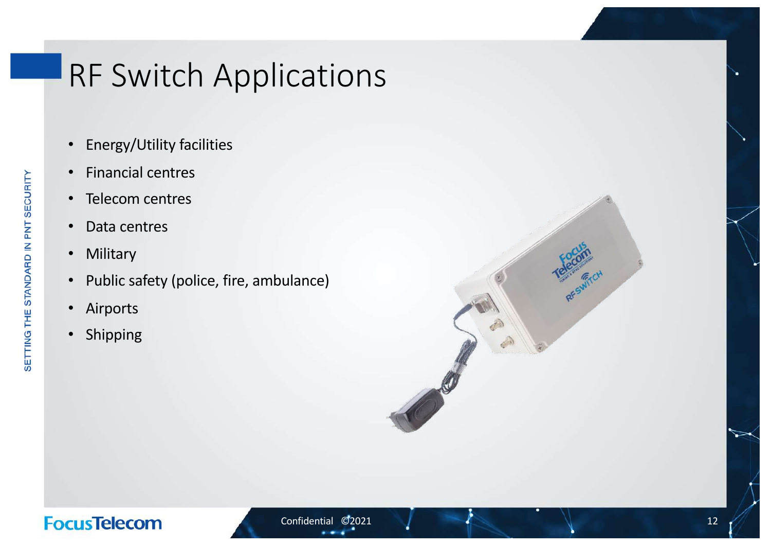# RF Switch Applications

- Energy/Utility facilities
- Financial centres
- Telecom centres
- Data centres
- Military
- Public safety (police, fire, ambulance)
- Airports
- Shipping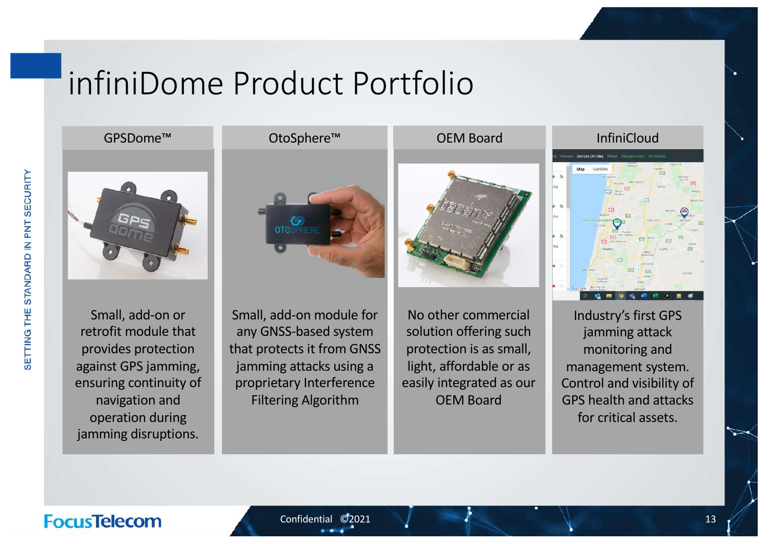# infiniDome Product Portfolio

## GPSDome™

Small, add-on or retrofit module that provides protection against GPS jamming, ensuring continuity of navigation and operation during jamming disruptions.

## OtoSphere™

Small, add-on module for any GNSS-based system that protects it from GNSS jamming attacks using a proprietary Interference Filtering Algorithm

## OEM Board

No other commercial solution offering such protection is as small, light, affordable or as easily integrated as our OEM Board

## InfiniCloud

Industry's first GPS jamming attack monitoring and management system. Control and visibility of GPS health and attacks for critical assets.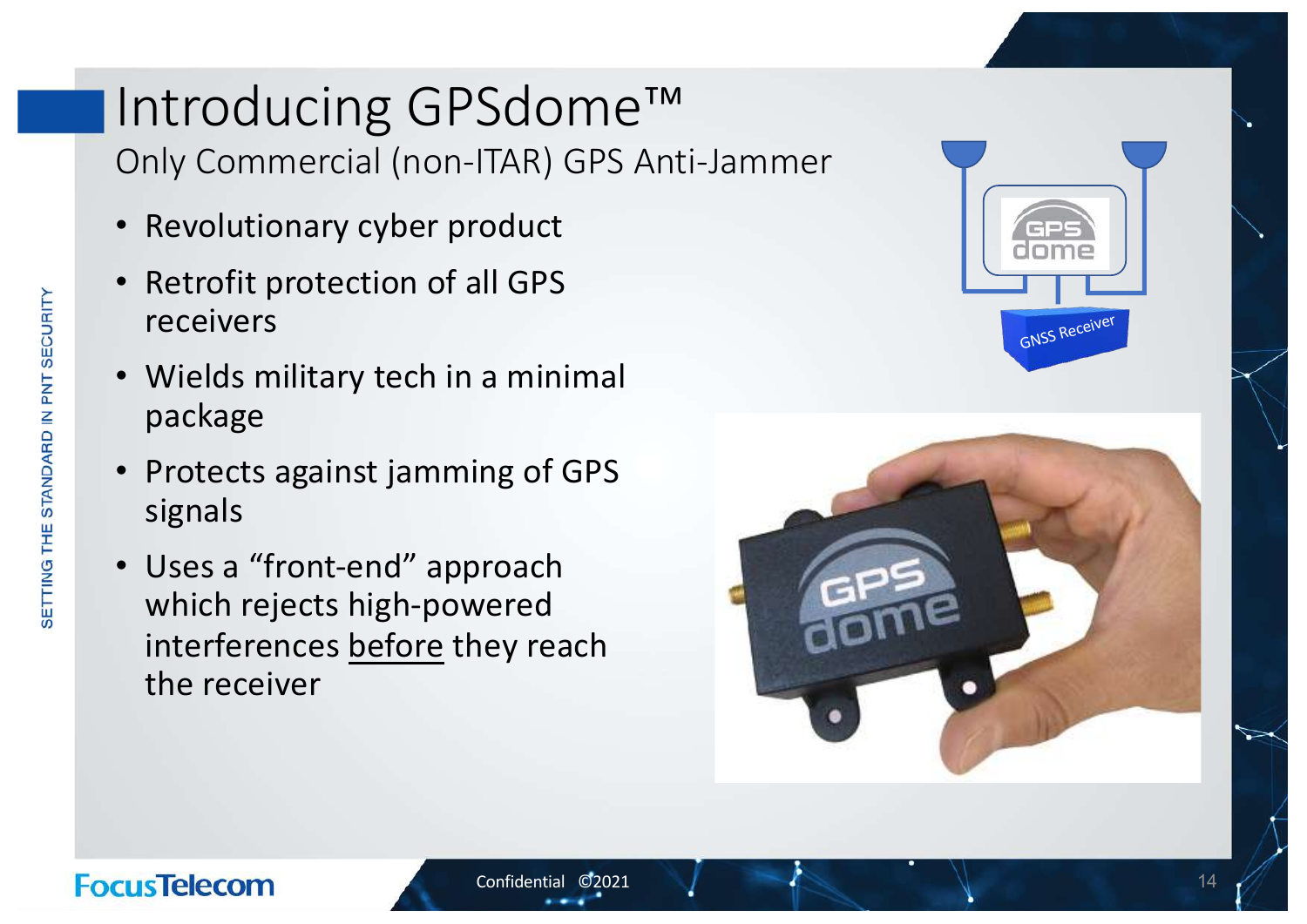# Introducing GPSdome™

## Only Commercial (non-ITAR) GPS Anti-Jammer

- Revolutionary cyber product
- Retrofit protection of all GPS receivers
- Wields military tech in a minimal package
- Protects against jamming of GPS signals
- Uses a "front-end" approach which rejects high-powered interferences before they reach the receiver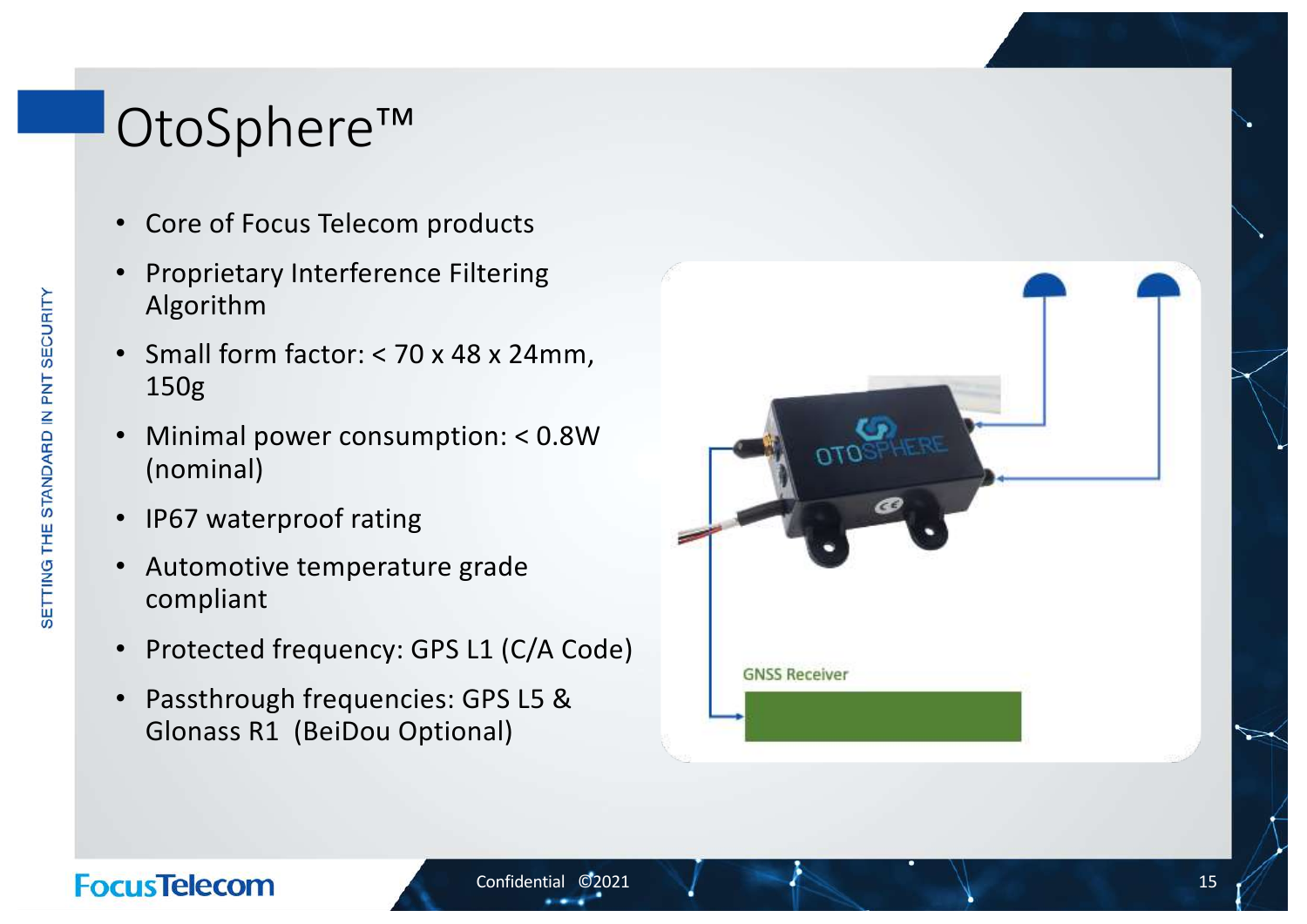# OtoSphere™

- Core of Focus Telecom products
- Proprietary Interference Filtering Algorithm
- Small form factor: < 70 x 48 x 24mm, 150g
- Minimal power consumption: < 0.8W (nominal)
- IP67 waterproof rating
- Automotive temperature grade compliant
- Protected frequency: GPS L1 (C/A Code)
- Passthrough frequencies: GPS L5 & Glonass R1 (BeiDou Optional)

GNSS Receiver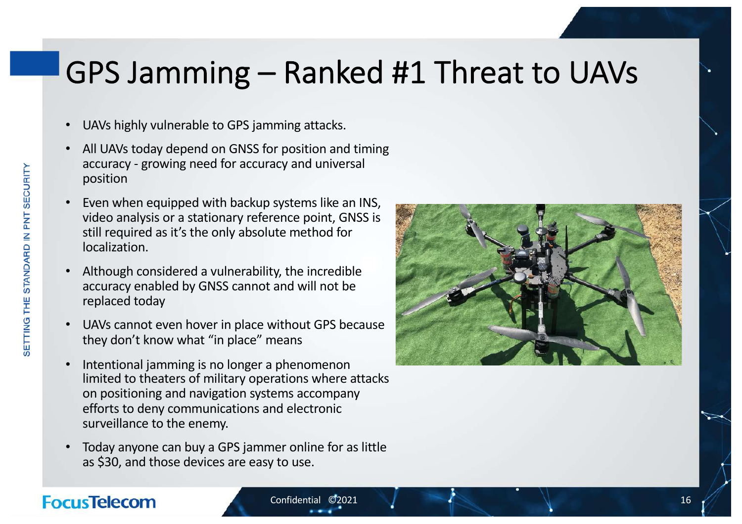# GPS Jamming – Ranked #1 Threat to UAVs

- UAVs highly vulnerable to GPS jamming attacks.
- All UAVs today depend on GNSS for position and timing accuracy - growing need for accuracy and universal position
- Even when equipped with backup systems like an INS, video analysis or a stationary reference point, GNSS is still required as it's the only absolute method for localization.
- Although considered a vulnerability, the incredible accuracy enabled by GNSS cannot and will not be replaced today
- UAVs cannot even hover in place without GPS because they don't know what "in place" means
- Intentional jamming is no longer a phenomenon limited to theaters of military operations where attacks on positioning and navigation systems accompany efforts to deny communications and electronic surveillance to the enemy.
- Today anyone can buy a GPS jammer online for as little as $30, and those devices are easy to use.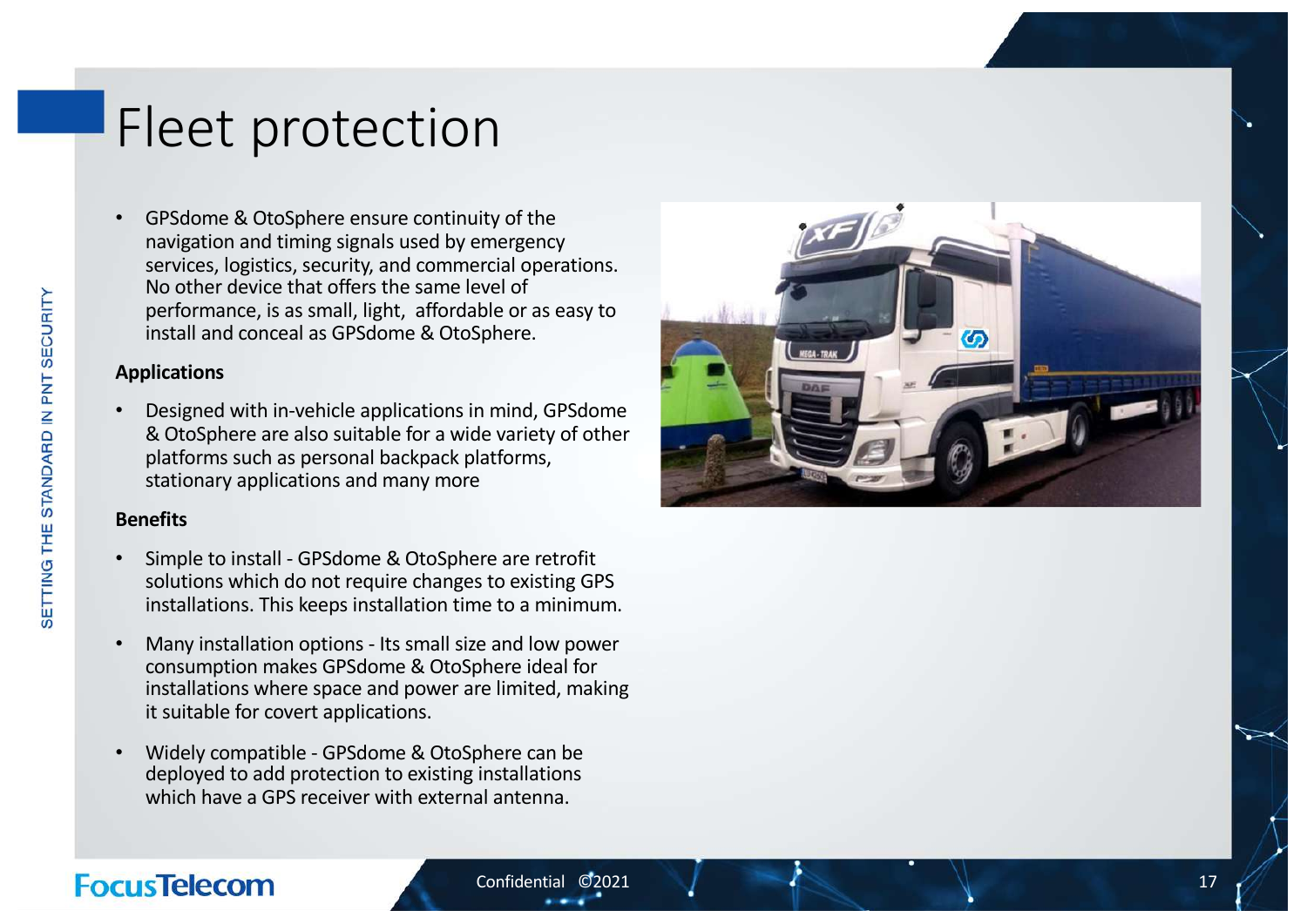# Fleet protection

- GPSdome & OtoSphere ensure continuity of the navigation and timing signals used by emergency services, logistics, security, and commercial operations. No other device that offers the same level of performance, is as small, light, affordable or as easy to install and conceal as GPSdome & OtoSphere.

**Applications**

- Designed with in-vehicle applications in mind, GPSdome & OtoSphere are also suitable for a wide variety of other platforms such as personal backpack platforms, stationary applications and many more

**Benefits**

- Simple to install - GPSdome & OtoSphere are retrofit solutions which do not require changes to existing GPS installations. This keeps installation time to a minimum.
- Many installation options - Its small size and low power consumption makes GPSdome & OtoSphere ideal for installations where space and power are limited, making it suitable for covert applications.
- Widely compatible - GPSdome & OtoSphere can be deployed to add protection to existing installations which have a GPS receiver with external antenna.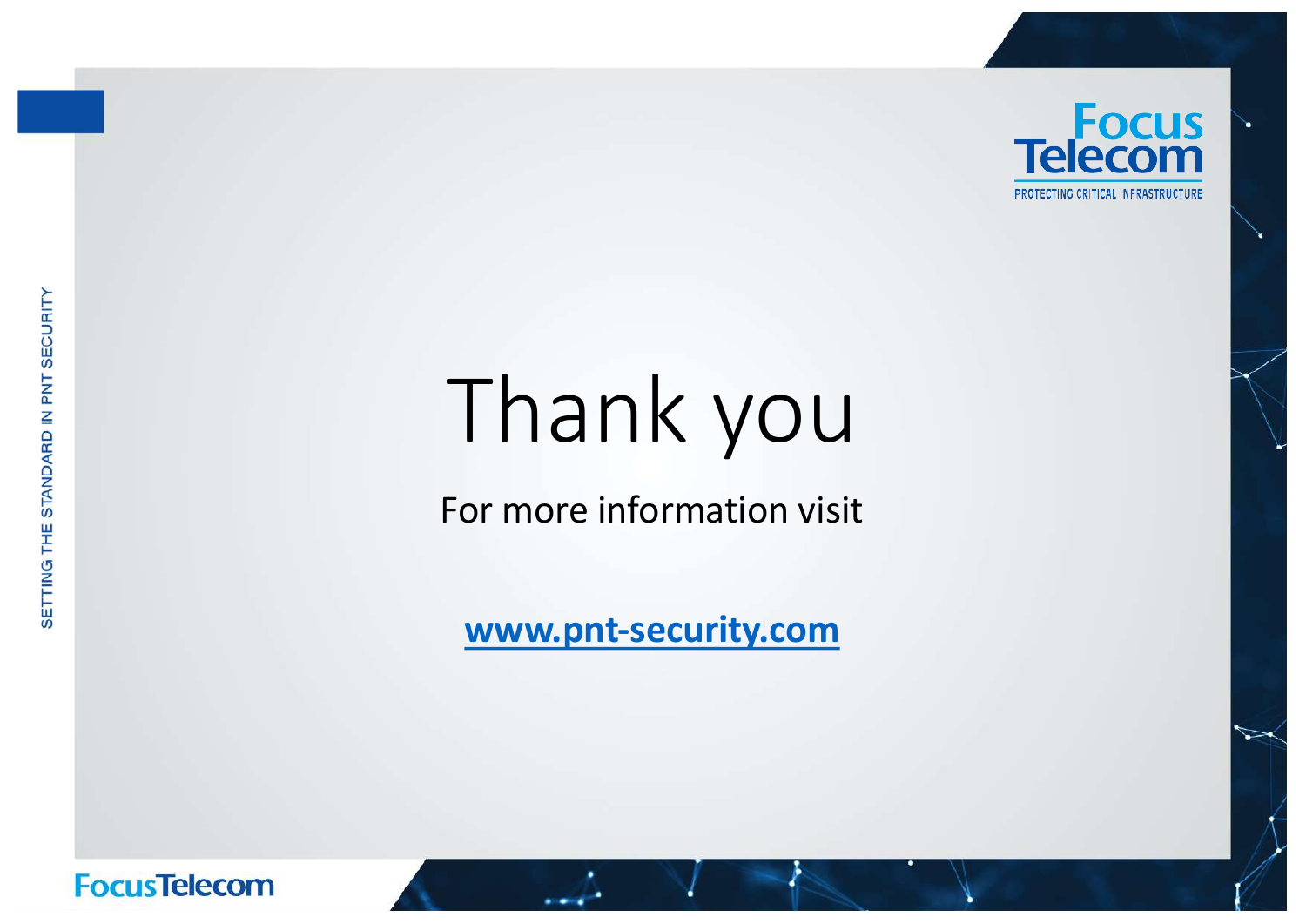# Thank you

For more information visit

**www.pnt-security.com**